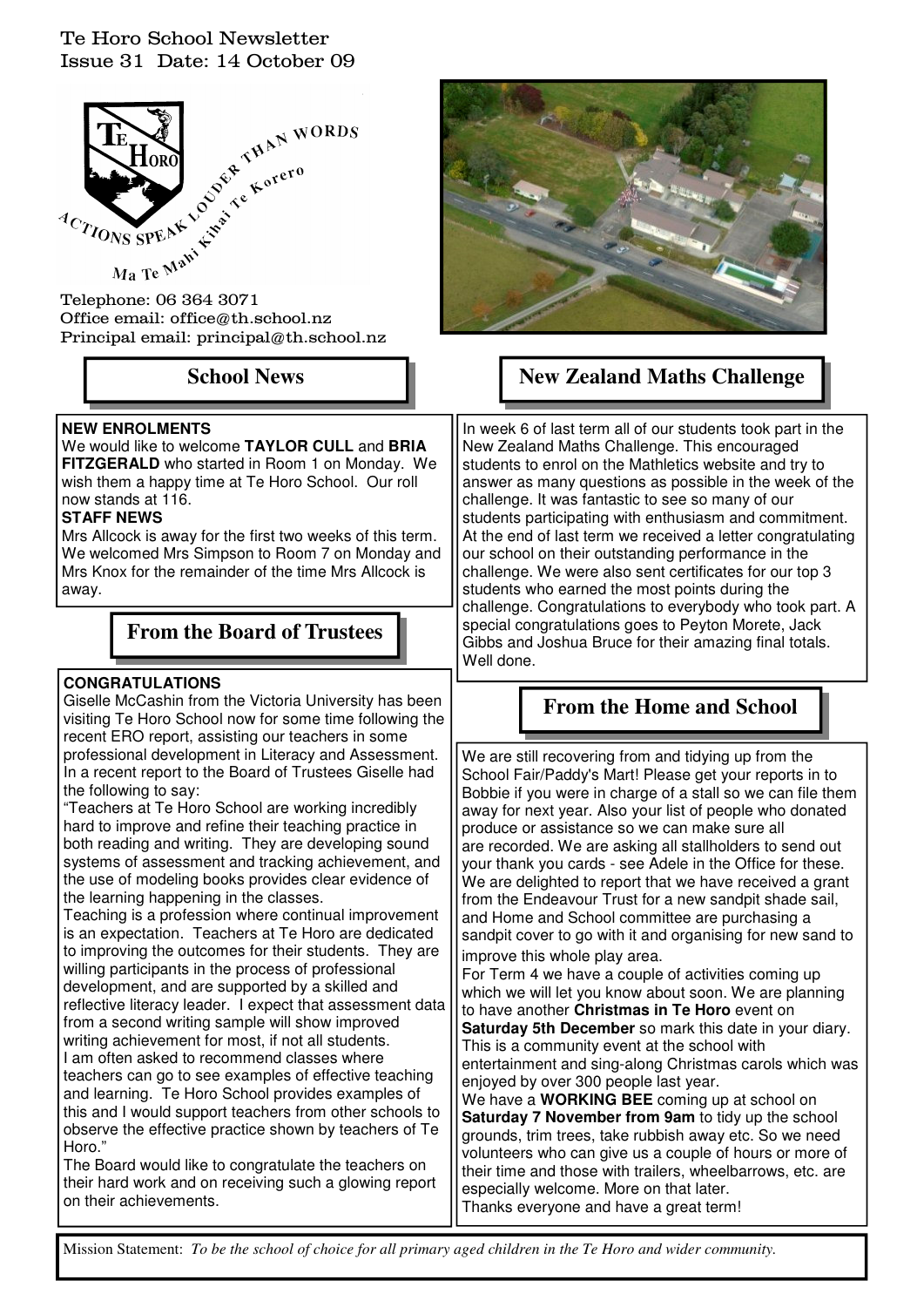Te Horo School Newsletter
Issue 31 Date: 14 October 09

Telephone: 06 364 3071
Office email: office@th.school.nz
Principal email: principal@th.school.nz

## School News

**NEW ENROLMENTS**
We would like to welcome **TAYLOR CULL** and **BRIA FITZGERALD** who started in Room 1 on Monday. We wish them a happy time at Te Horo School. Our roll now stands at 116.

**STAFF NEWS**
Mrs Allcock is away for the first two weeks of this term. We welcomed Mrs Simpson to Room 7 on Monday and Mrs Knox for the remainder of the time Mrs Allcock is away.

## From the Board of Trustees

**CONGRATULATIONS**
Giselle McCashin from the Victoria University has been visiting Te Horo School now for some time following the recent ERO report, assisting our teachers in some professional development in Literacy and Assessment. In a recent report to the Board of Trustees Giselle had the following to say:

"Teachers at Te Horo School are working incredibly hard to improve and refine their teaching practice in both reading and writing. They are developing sound systems of assessment and tracking achievement, and the use of modeling books provides clear evidence of the learning happening in the classes.

Teaching is a profession where continual improvement is an expectation. Teachers at Te Horo are dedicated to improving the outcomes for their students. They are willing participants in the process of professional development, and are supported by a skilled and reflective literacy leader. I expect that assessment data from a second writing sample will show improved writing achievement for most, if not all students.

I am often asked to recommend classes where teachers can go to see examples of effective teaching and learning. Te Horo School provides examples of this and I would support teachers from other schools to observe the effective practice shown by teachers of Te Horo."

The Board would like to congratulate the teachers on their hard work and on receiving such a glowing report on their achievements.

## New Zealand Maths Challenge

In week 6 of last term all of our students took part in the New Zealand Maths Challenge. This encouraged students to enrol on the Mathletics website and try to answer as many questions as possible in the week of the challenge. It was fantastic to see so many of our students participating with enthusiasm and commitment. At the end of last term we received a letter congratulating our school on their outstanding performance in the challenge. We were also sent certificates for our top 3 students who earned the most points during the challenge. Congratulations to everybody who took part. A special congratulations goes to Peyton Morete, Jack Gibbs and Joshua Bruce for their amazing final totals. Well done.

## From the Home and School

We are still recovering from and tidying up from the School Fair/Paddy's Mart! Please get your reports in to Bobbie if you were in charge of a stall so we can file them away for next year. Also your list of people who donated produce or assistance so we can make sure all are recorded. We are asking all stallholders to send out your thank you cards - see Adele in the Office for these. We are delighted to report that we have received a grant from the Endeavour Trust for a new sandpit shade sail, and Home and School committee are purchasing a sandpit cover to go with it and organising for new sand to improve this whole play area.

For Term 4 we have a couple of activities coming up which we will let you know about soon. We are planning to have another **Christmas in Te Horo** event on **Saturday 5th December** so mark this date in your diary. This is a community event at the school with entertainment and sing-along Christmas carols which was enjoyed by over 300 people last year.

We have a **WORKING BEE** coming up at school on **Saturday 7 November from 9am** to tidy up the school grounds, trim trees, take rubbish away etc. So we need volunteers who can give us a couple of hours or more of their time and those with trailers, wheelbarrows, etc. are especially welcome. More on that later.

Thanks everyone and have a great term!

Mission Statement: *To be the school of choice for all primary aged children in the Te Horo and wider community.*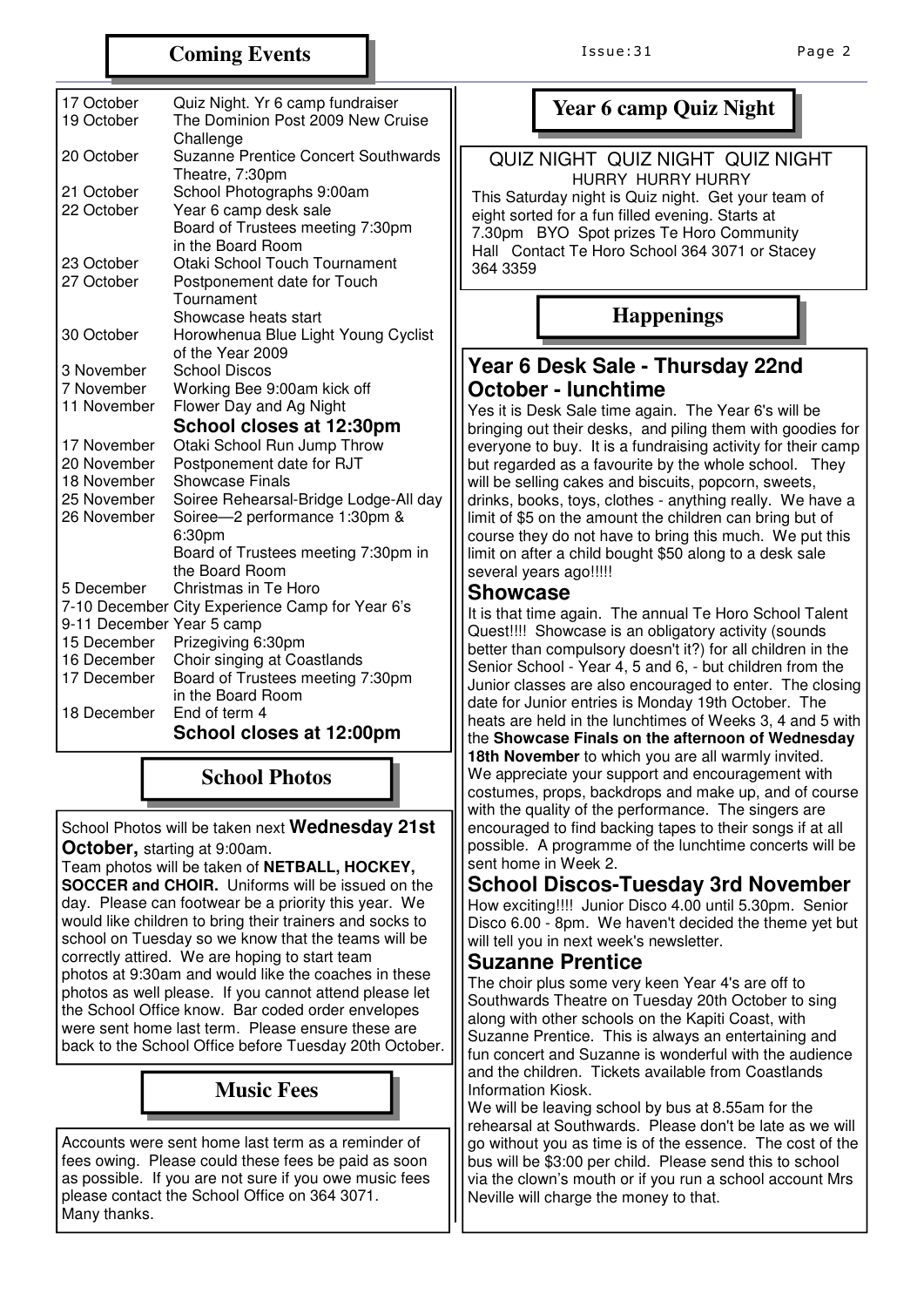## Coming Events

| | |
|---|---|
| 17 October | Quiz Night. Yr 6 camp fundraiser |
| 19 October | The Dominion Post 2009 New Cruise Challenge |
| 20 October | Suzanne Prentice Concert Southwards Theatre, 7:30pm |
| 21 October | School Photographs 9:00am |
| 22 October | Year 6 camp desk sale |
| | Board of Trustees meeting 7:30pm in the Board Room |
| 23 October | Otaki School Touch Tournament |
| 27 October | Postponement date for Touch Tournament |
| | Showcase heats start |
| 30 October | Horowhenua Blue Light Young Cyclist of the Year 2009 |
| 3 November | School Discos |
| 7 November | Working Bee 9:00am kick off |
| 11 November | Flower Day and Ag Night |
| | **School closes at 12:30pm** |
| 17 November | Otaki School Run Jump Throw |
| 20 November | Postponement date for RJT |
| 18 November | Showcase Finals |
| 25 November | Soiree Rehearsal-Bridge Lodge-All day |
| 26 November | Soiree—2 performance 1:30pm & 6:30pm |
| | Board of Trustees meeting 7:30pm in the Board Room |
| 5 December | Christmas in Te Horo |
| 7-10 December | City Experience Camp for Year 6's |
| 9-11 December | Year 5 camp |
| 15 December | Prizegiving 6:30pm |
| 16 December | Choir singing at Coastlands |
| 17 December | Board of Trustees meeting 7:30pm in the Board Room |
| 18 December | End of term 4 |
| | **School closes at 12:00pm** |

## School Photos

School Photos will be taken next **Wednesday 21st October,** starting at 9:00am.
Team photos will be taken of **NETBALL, HOCKEY, SOCCER and CHOIR.** Uniforms will be issued on the day. Please can footwear be a priority this year. We would like children to bring their trainers and socks to school on Tuesday so we know that the teams will be correctly attired. We are hoping to start team photos at 9:30am and would like the coaches in these photos as well please. If you cannot attend please let the School Office know. Bar coded order envelopes were sent home last term. Please ensure these are back to the School Office before Tuesday 20th October.

## Music Fees

Accounts were sent home last term as a reminder of fees owing. Please could these fees be paid as soon as possible. If you are not sure if you owe music fees please contact the School Office on 364 3071.
Many thanks.

## Year 6 camp Quiz Night

QUIZ NIGHT QUIZ NIGHT QUIZ NIGHT
HURRY HURRY HURRY
This Saturday night is Quiz night. Get your team of eight sorted for a fun filled evening. Starts at 7.30pm BYO Spot prizes Te Horo Community Hall Contact Te Horo School 364 3071 or Stacey 364 3359

## Happenings

### Year 6 Desk Sale - Thursday 22nd October - lunchtime

Yes it is Desk Sale time again. The Year 6's will be bringing out their desks, and piling them with goodies for everyone to buy. It is a fundraising activity for their camp but regarded as a favourite by the whole school. They will be selling cakes and biscuits, popcorn, sweets, drinks, books, toys, clothes - anything really. We have a limit of $5 on the amount the children can bring but of course they do not have to bring this much. We put this limit on after a child bought $50 along to a desk sale several years ago!!!!!

### Showcase

It is that time again. The annual Te Horo School Talent Quest!!!! Showcase is an obligatory activity (sounds better than compulsory doesn't it?) for all children in the Senior School - Year 4, 5 and 6, - but children from the Junior classes are also encouraged to enter. The closing date for Junior entries is Monday 19th October. The heats are held in the lunchtimes of Weeks 3, 4 and 5 with the **Showcase Finals on the afternoon of Wednesday 18th November** to which you are all warmly invited.
We appreciate your support and encouragement with costumes, props, backdrops and make up, and of course with the quality of the performance. The singers are encouraged to find backing tapes to their songs if at all possible. A programme of the lunchtime concerts will be sent home in Week 2.

### School Discos-Tuesday 3rd November

How exciting!!!! Junior Disco 4.00 until 5.30pm. Senior Disco 6.00 - 8pm. We haven't decided the theme yet but will tell you in next week's newsletter.

### Suzanne Prentice

The choir plus some very keen Year 4's are off to Southwards Theatre on Tuesday 20th October to sing along with other schools on the Kapiti Coast, with Suzanne Prentice. This is always an entertaining and fun concert and Suzanne is wonderful with the audience and the children. Tickets available from Coastlands Information Kiosk.
We will be leaving school by bus at 8.55am for the rehearsal at Southwards. Please don't be late as we will go without you as time is of the essence. The cost of the bus will be $3:00 per child. Please send this to school via the clown's mouth or if you run a school account Mrs Neville will charge the money to that.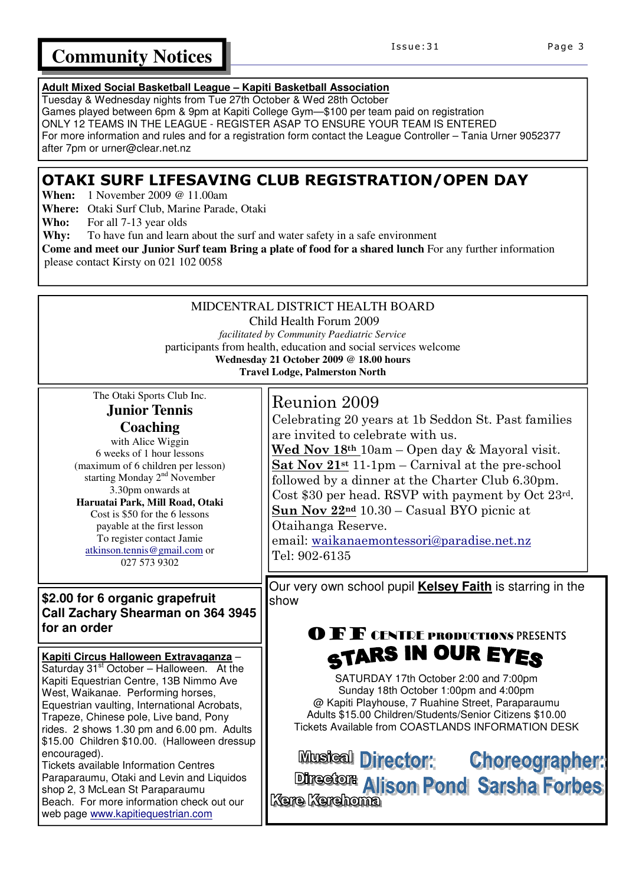# Community Notices

**Adult Mixed Social Basketball League – Kapiti Basketball Association**

Tuesday & Wednesday nights from Tue 27th October & Wed 28th October
Games played between 6pm & 9pm at Kapiti College Gym—$100 per team paid on registration
ONLY 12 TEAMS IN THE LEAGUE - REGISTER ASAP TO ENSURE YOUR TEAM IS ENTERED
For more information and rules and for a registration form contact the League Controller – Tania Urner 9052377 after 7pm or urner@clear.net.nz

## OTAKI SURF LIFESAVING CLUB REGISTRATION/OPEN DAY

**When:** 1 November 2009 @ 11.00am
**Where:** Otaki Surf Club, Marine Parade, Otaki
**Who:** For all 7-13 year olds
**Why:** To have fun and learn about the surf and water safety in a safe environment
**Come and meet our Junior Surf team Bring a plate of food for a shared lunch** For any further information please contact Kirsty on 021 102 0058

MIDCENTRAL DISTRICT HEALTH BOARD
Child Health Forum 2009
*facilitated by Community Paediatric Service*
participants from health, education and social services welcome
**Wednesday 21 October 2009 @ 18.00 hours**
**Travel Lodge, Palmerston North**

The Otaki Sports Club Inc.

**Junior Tennis Coaching**

with Alice Wiggin
6 weeks of 1 hour lessons
(maximum of 6 children per lesson)
starting Monday 2nd November
3.30pm onwards at
**Haruatai Park, Mill Road, Otaki**
Cost is $50 for the 6 lessons
payable at the first lesson
To register contact Jamie
atkinson.tennis@gmail.com or
027 573 9302

**$2.00 for 6 organic grapefruit**
**Call Zachary Shearman on 364 3945 for an order**

**Kapiti Circus Halloween Extravaganza** – Saturday 31st October – Halloween. At the Kapiti Equestrian Centre, 13B Nimmo Ave West, Waikanae. Performing horses, Equestrian vaulting, International Acrobats, Trapeze, Chinese pole, Live band, Pony rides. 2 shows 1.30 pm and 6.00 pm. Adults $15.00 Children $10.00. (Halloween dressup encouraged).
Tickets available Information Centres Paraparaumu, Otaki and Levin and Liquidos shop 2, 3 McLean St Paraparaumu Beach. For more information check out our web page www.kapitiequestrian.com

## Reunion 2009

Celebrating 20 years at 1b Seddon St. Past families are invited to celebrate with us.
**Wed Nov 18th** 10am – Open day & Mayoral visit.
**Sat Nov 21st** 11-1pm – Carnival at the pre-school followed by a dinner at the Charter Club 6.30pm. Cost $30 per head. RSVP with payment by Oct 23rd.
**Sun Nov 22nd** 10.30 – Casual BYO picnic at Otaihanga Reserve.
email: waikanaemontessori@paradise.net.nz
Tel: 902-6135

Our very own school pupil **Kelsey Faith** is starring in the show

OFF CENTRE PRODUCTIONS PRESENTS

**STARS IN OUR EYES**

SATURDAY 17th October 2:00 and 7:00pm
Sunday 18th October 1:00pm and 4:00pm
@ Kapiti Playhouse, 7 Ruahine Street, Paraparaumu
Adults $15.00 Children/Students/Senior Citizens $10.00
Tickets Available from COASTLANDS INFORMATION DESK

**Musical Director:** Kere Kerehoma
**Director:** Alison Pond
**Choreographer:** Sarsha Forbes